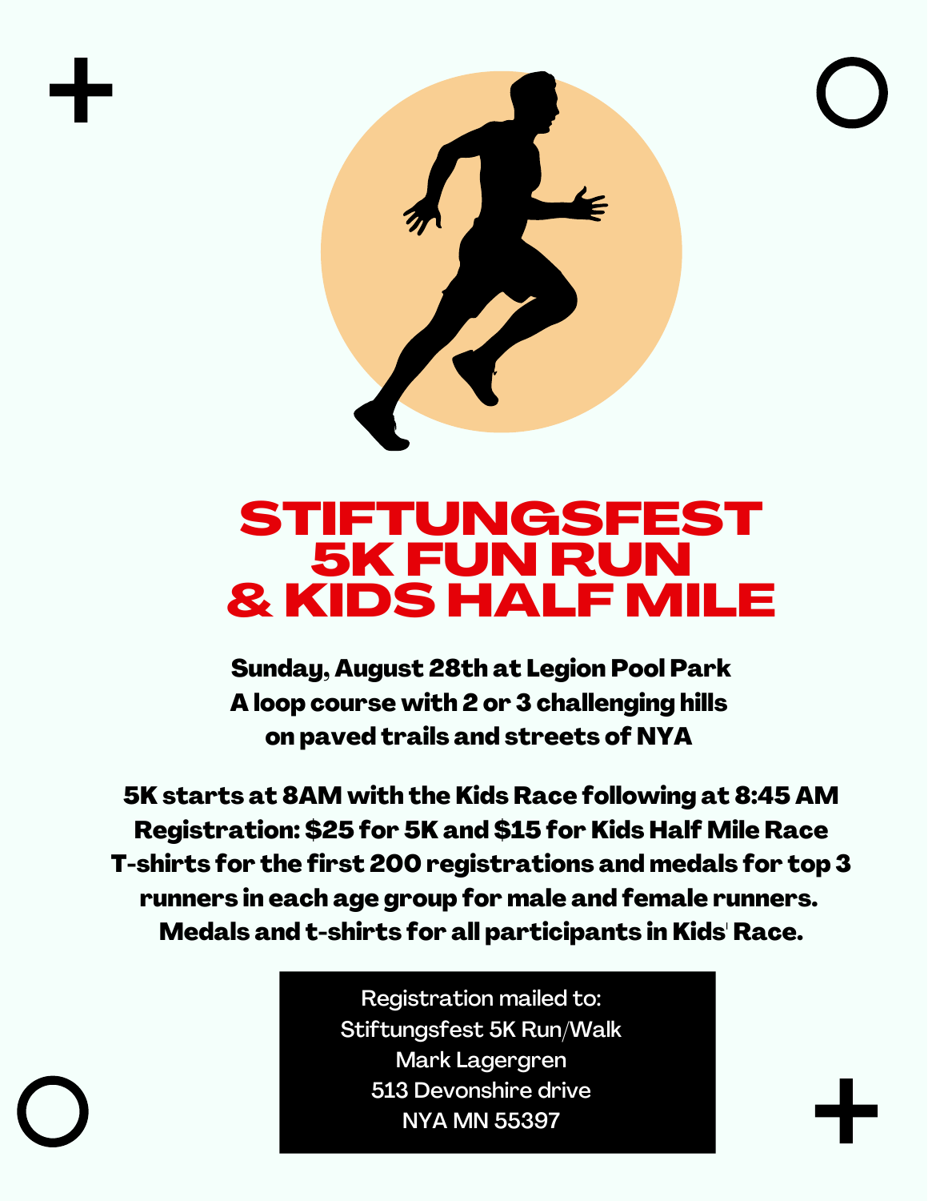# STIFTUNGSFEST 5K FUN RUN & KIDS HALF MILE

**Sunday, August 28th at Legion Pool Park**
**A loop course with 2 or 3 challenging hills**
**on paved trails and streets of NYA**

**5K starts at 8AM with the Kids Race following at 8:45 AM**
**Registration: $25 for 5K and $15 for Kids Half Mile Race**
**T-shirts for the first 200 registrations and medals for top 3 runners in each age group for male and female runners.**
**Medals and t-shirts for all participants in Kids' Race.**

Registration mailed to:
Stiftungsfest 5K Run/Walk
Mark Lagergren
513 Devonshire drive
NYA MN 55397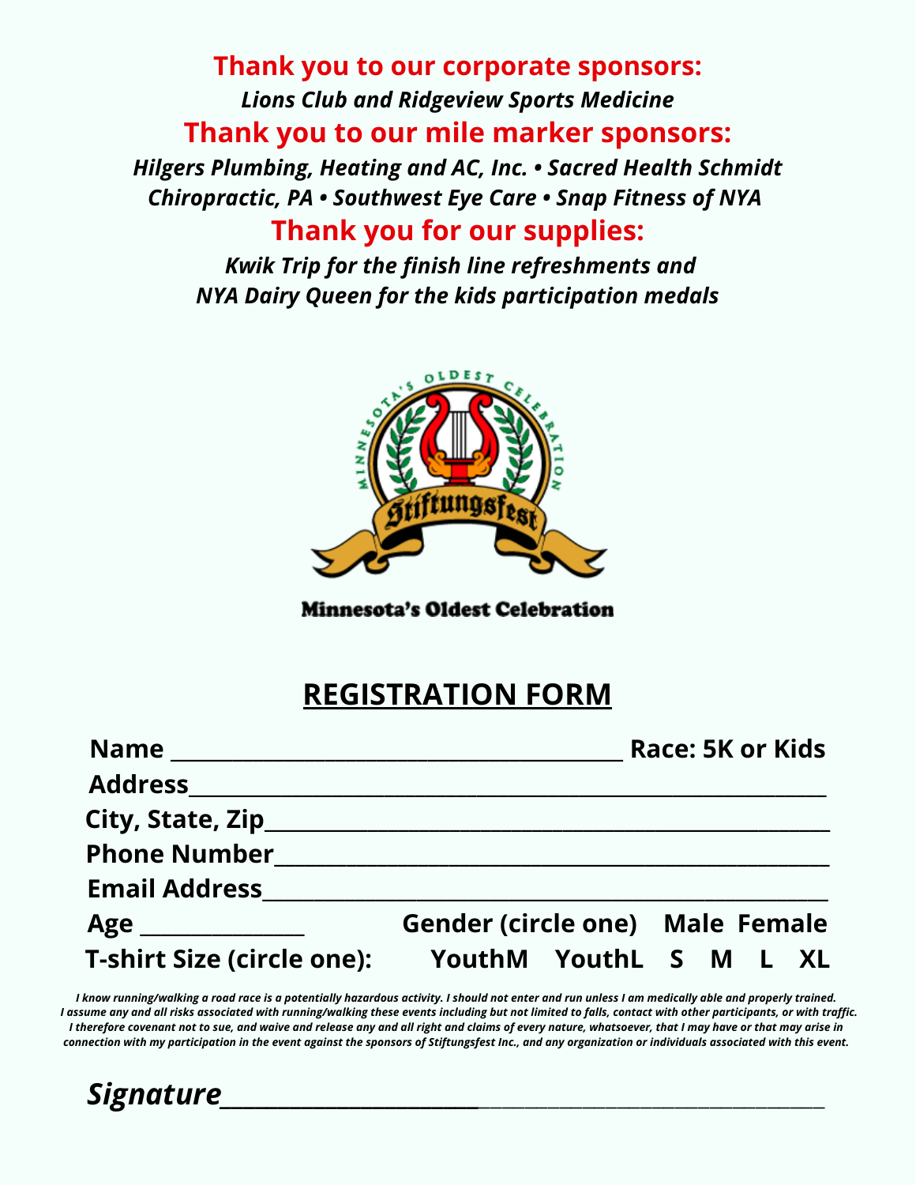## Thank you to our corporate sponsors:

***Lions Club and Ridgeview Sports Medicine***

## Thank you to our mile marker sponsors:

***Hilgers Plumbing, Heating and AC, Inc. • Sacred Health Schmidt Chiropractic, PA • Southwest Eye Care • Snap Fitness of NYA***

## Thank you for our supplies:

***Kwik Trip for the finish line refreshments and NYA Dairy Queen for the kids participation medals***

MINNESOTA'S OLDEST CELEBRATION

Stiftungsfest

**Minnesota's Oldest Celebration**

## REGISTRATION FORM

**Name** ______________________________ **Race: 5K or Kids**

**Address**____________________________________________

**City, State, Zip**_______________________________________

**Phone Number**_______________________________________

**Email Address**_______________________________________

**Age** __________ **Gender (circle one) Male Female**

**T-shirt Size (circle one): YouthM YouthL S M L XL**

*I know running/walking a road race is a potentially hazardous activity. I should not enter and run unless I am medically able and properly trained. I assume any and all risks associated with running/walking these events including but not limited to falls, contact with other participants, or with traffic. I therefore covenant not to sue, and waive and release any and all right and claims of every nature, whatsoever, that I may have or that may arise in connection with my participation in the event against the sponsors of Stiftungsfest Inc., and any organization or individuals associated with this event.*

***Signature***_______________________________________